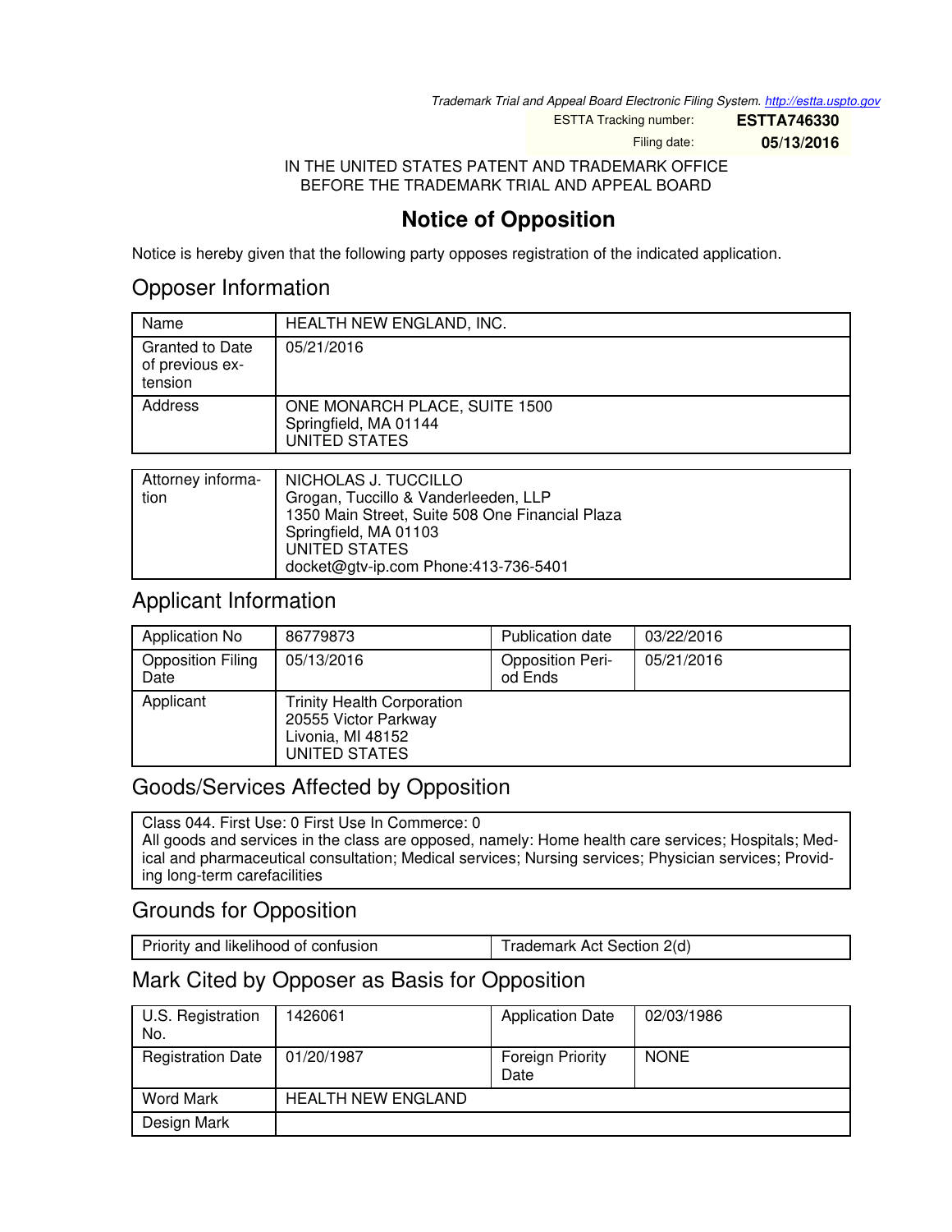Trademark Trial and Appeal Board Electronic Filing System. http://estta.uspto.gov

| ESTTA Tracking number: | **ESTTA746330** |
|---|---|
| Filing date: | **05/13/2016** |

IN THE UNITED STATES PATENT AND TRADEMARK OFFICE
BEFORE THE TRADEMARK TRIAL AND APPEAL BOARD

# Notice of Opposition

Notice is hereby given that the following party opposes registration of the indicated application.

## Opposer Information

| Name | HEALTH NEW ENGLAND, INC. |
|---|---|
| Granted to Date of previous extension | 05/21/2016 |
| Address | ONE MONARCH PLACE, SUITE 1500<br>Springfield, MA 01144<br>UNITED STATES |

| Attorney information | NICHOLAS J. TUCCILLO<br>Grogan, Tuccillo & Vanderleeden, LLP<br>1350 Main Street, Suite 508 One Financial Plaza<br>Springfield, MA 01103<br>UNITED STATES<br>docket@gtv-ip.com Phone:413-736-5401 |
|---|---|

## Applicant Information

| Application No | 86779873 | Publication date | 03/22/2016 |
|---|---|---|---|
| Opposition Filing Date | 05/13/2016 | Opposition Period Ends | 05/21/2016 |
| Applicant | Trinity Health Corporation<br>20555 Victor Parkway<br>Livonia, MI 48152<br>UNITED STATES | | |

## Goods/Services Affected by Opposition

Class 044. First Use: 0 First Use In Commerce: 0
All goods and services in the class are opposed, namely: Home health care services; Hospitals; Medical and pharmaceutical consultation; Medical services; Nursing services; Physician services; Providing long-term carefacilities

## Grounds for Opposition

| Priority and likelihood of confusion | Trademark Act Section 2(d) |
|---|---|

## Mark Cited by Opposer as Basis for Opposition

| U.S. Registration No. | 1426061 | Application Date | 02/03/1986 |
|---|---|---|---|
| Registration Date | 01/20/1987 | Foreign Priority Date | NONE |
| Word Mark | HEALTH NEW ENGLAND | | |
| Design Mark | | | |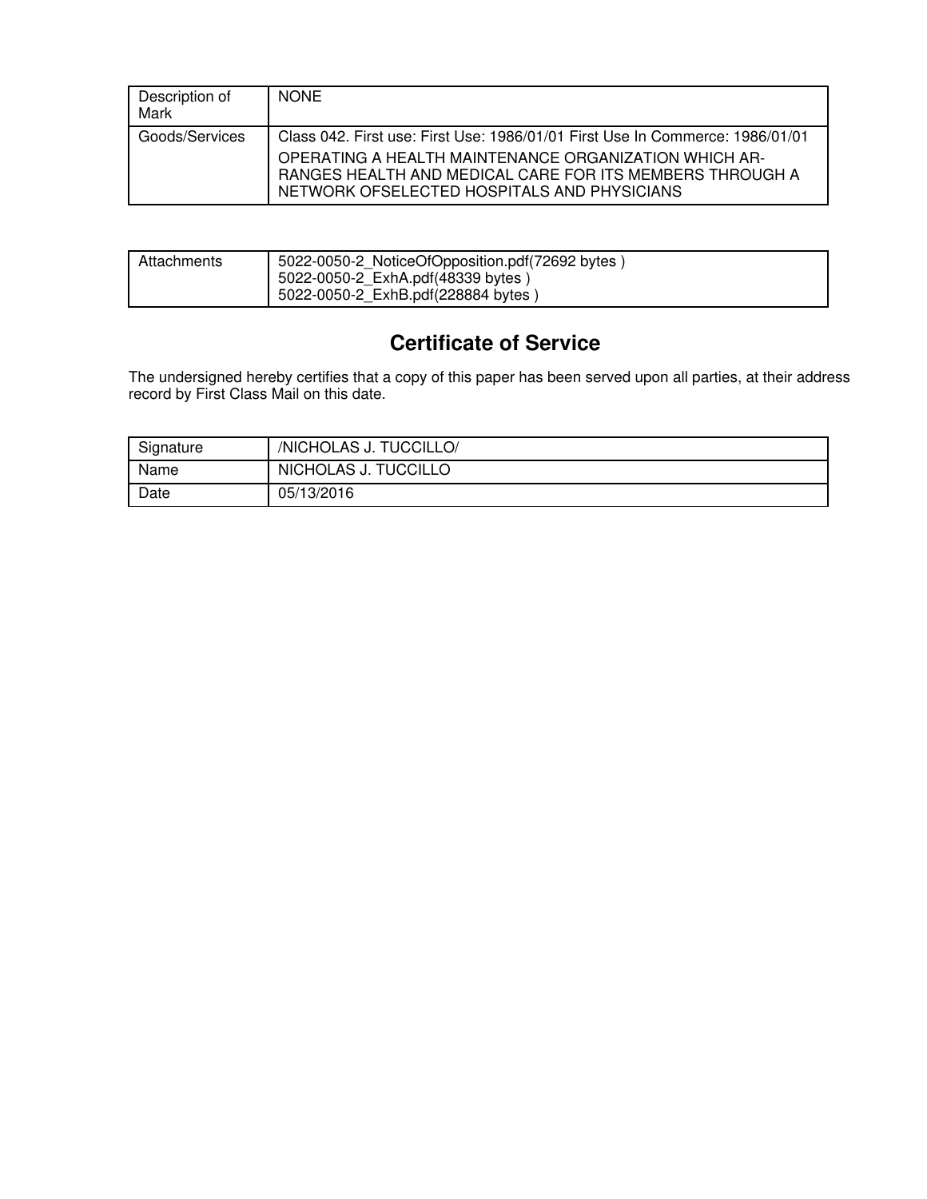| Description of Mark | NONE |
|---|---|
| Goods/Services | Class 042. First use: First Use: 1986/01/01 First Use In Commerce: 1986/01/01<br>OPERATING A HEALTH MAINTENANCE ORGANIZATION WHICH ARRANGES HEALTH AND MEDICAL CARE FOR ITS MEMBERS THROUGH A NETWORK OFSELECTED HOSPITALS AND PHYSICIANS |

| Attachments | 5022-0050-2_NoticeOfOpposition.pdf(72692 bytes )<br>5022-0050-2_ExhA.pdf(48339 bytes )<br>5022-0050-2_ExhB.pdf(228884 bytes ) |
|---|---|

## Certificate of Service

The undersigned hereby certifies that a copy of this paper has been served upon all parties, at their address record by First Class Mail on this date.

| Signature | /NICHOLAS J. TUCCILLO/ |
|---|---|
| Name | NICHOLAS J. TUCCILLO |
| Date | 05/13/2016 |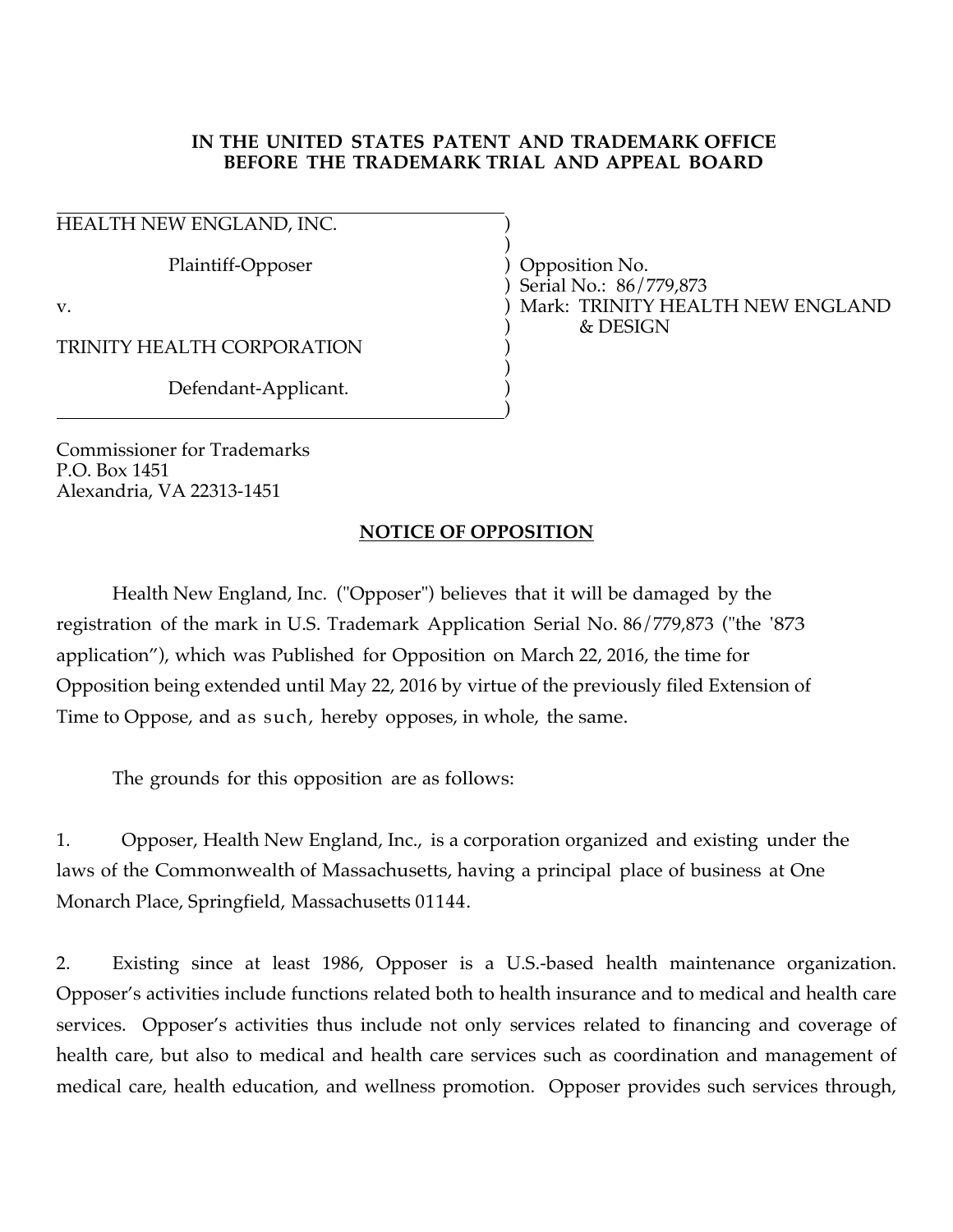**IN THE UNITED STATES PATENT AND TRADEMARK OFFICE**
**BEFORE THE TRADEMARK TRIAL AND APPEAL BOARD**

| | |
|---|---|
| HEALTH NEW ENGLAND, INC. | ) |
| | ) |
| Plaintiff-Opposer | ) Opposition No. |
| | ) Serial No.: 86/779,873 |
| v. | ) Mark: TRINITY HEALTH NEW ENGLAND |
| | ) & DESIGN |
| TRINITY HEALTH CORPORATION | ) |
| | ) |
| Defendant-Applicant. | ) |
| | ) |

Commissioner for Trademarks
P.O. Box 1451
Alexandria, VA 22313-1451

**NOTICE OF OPPOSITION**

Health New England, Inc. ("Opposer") believes that it will be damaged by the registration of the mark in U.S. Trademark Application Serial No. 86/779,873 ("the '873 application"), which was Published for Opposition on March 22, 2016, the time for Opposition being extended until May 22, 2016 by virtue of the previously filed Extension of Time to Oppose, and as such, hereby opposes, in whole, the same.

The grounds for this opposition are as follows:

1. Opposer, Health New England, Inc., is a corporation organized and existing under the laws of the Commonwealth of Massachusetts, having a principal place of business at One Monarch Place, Springfield, Massachusetts 01144.

2. Existing since at least 1986, Opposer is a U.S.-based health maintenance organization. Opposer's activities include functions related both to health insurance and to medical and health care services. Opposer's activities thus include not only services related to financing and coverage of health care, but also to medical and health care services such as coordination and management of medical care, health education, and wellness promotion. Opposer provides such services through,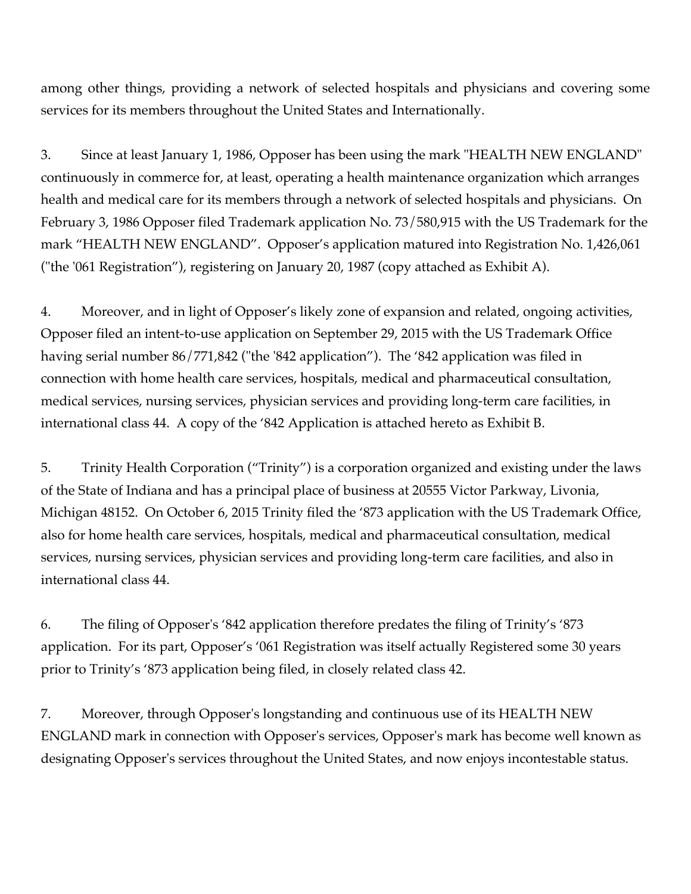among other things, providing a network of selected hospitals and physicians and covering some services for its members throughout the United States and Internationally.

3. Since at least January 1, 1986, Opposer has been using the mark "HEALTH NEW ENGLAND" continuously in commerce for, at least, operating a health maintenance organization which arranges health and medical care for its members through a network of selected hospitals and physicians. On February 3, 1986 Opposer filed Trademark application No. 73/580,915 with the US Trademark for the mark "HEALTH NEW ENGLAND". Opposer's application matured into Registration No. 1,426,061 ("the '061 Registration"), registering on January 20, 1987 (copy attached as Exhibit A).

4. Moreover, and in light of Opposer's likely zone of expansion and related, ongoing activities, Opposer filed an intent-to-use application on September 29, 2015 with the US Trademark Office having serial number 86/771,842 ("the '842 application"). The '842 application was filed in connection with home health care services, hospitals, medical and pharmaceutical consultation, medical services, nursing services, physician services and providing long-term care facilities, in international class 44. A copy of the '842 Application is attached hereto as Exhibit B.

5. Trinity Health Corporation ("Trinity") is a corporation organized and existing under the laws of the State of Indiana and has a principal place of business at 20555 Victor Parkway, Livonia, Michigan 48152. On October 6, 2015 Trinity filed the '873 application with the US Trademark Office, also for home health care services, hospitals, medical and pharmaceutical consultation, medical services, nursing services, physician services and providing long-term care facilities, and also in international class 44.

6. The filing of Opposer's '842 application therefore predates the filing of Trinity's '873 application. For its part, Opposer's '061 Registration was itself actually Registered some 30 years prior to Trinity's '873 application being filed, in closely related class 42.

7. Moreover, through Opposer's longstanding and continuous use of its HEALTH NEW ENGLAND mark in connection with Opposer's services, Opposer's mark has become well known as designating Opposer's services throughout the United States, and now enjoys incontestable status.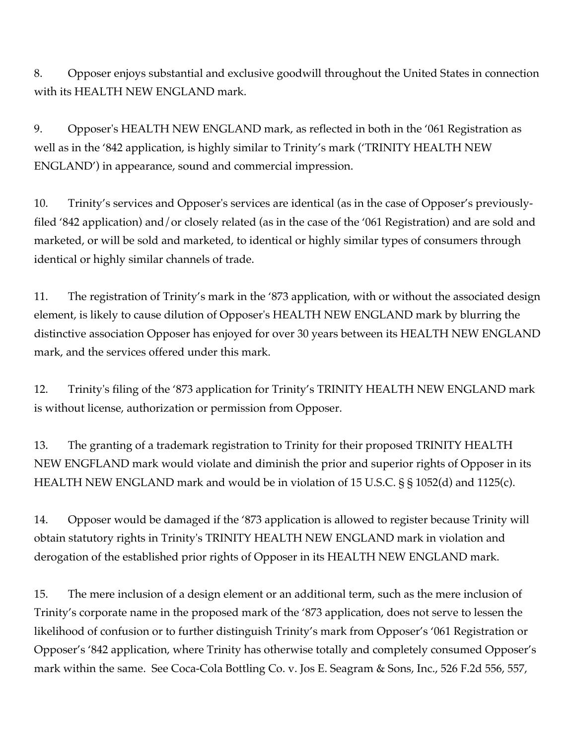8. Opposer enjoys substantial and exclusive goodwill throughout the United States in connection with its HEALTH NEW ENGLAND mark.

9. Opposer's HEALTH NEW ENGLAND mark, as reflected in both in the '061 Registration as well as in the '842 application, is highly similar to Trinity's mark ('TRINITY HEALTH NEW ENGLAND') in appearance, sound and commercial impression.

10. Trinity's services and Opposer's services are identical (as in the case of Opposer's previously-filed '842 application) and/or closely related (as in the case of the '061 Registration) and are sold and marketed, or will be sold and marketed, to identical or highly similar types of consumers through identical or highly similar channels of trade.

11. The registration of Trinity's mark in the '873 application, with or without the associated design element, is likely to cause dilution of Opposer's HEALTH NEW ENGLAND mark by blurring the distinctive association Opposer has enjoyed for over 30 years between its HEALTH NEW ENGLAND mark, and the services offered under this mark.

12. Trinity's filing of the '873 application for Trinity's TRINITY HEALTH NEW ENGLAND mark is without license, authorization or permission from Opposer.

13. The granting of a trademark registration to Trinity for their proposed TRINITY HEALTH NEW ENGFLAND mark would violate and diminish the prior and superior rights of Opposer in its HEALTH NEW ENGLAND mark and would be in violation of 15 U.S.C. § § 1052(d) and 1125(c).

14. Opposer would be damaged if the '873 application is allowed to register because Trinity will obtain statutory rights in Trinity's TRINITY HEALTH NEW ENGLAND mark in violation and derogation of the established prior rights of Opposer in its HEALTH NEW ENGLAND mark.

15. The mere inclusion of a design element or an additional term, such as the mere inclusion of Trinity's corporate name in the proposed mark of the '873 application, does not serve to lessen the likelihood of confusion or to further distinguish Trinity's mark from Opposer's '061 Registration or Opposer's '842 application, where Trinity has otherwise totally and completely consumed Opposer's mark within the same. See Coca-Cola Bottling Co. v. Jos E. Seagram & Sons, Inc., 526 F.2d 556, 557,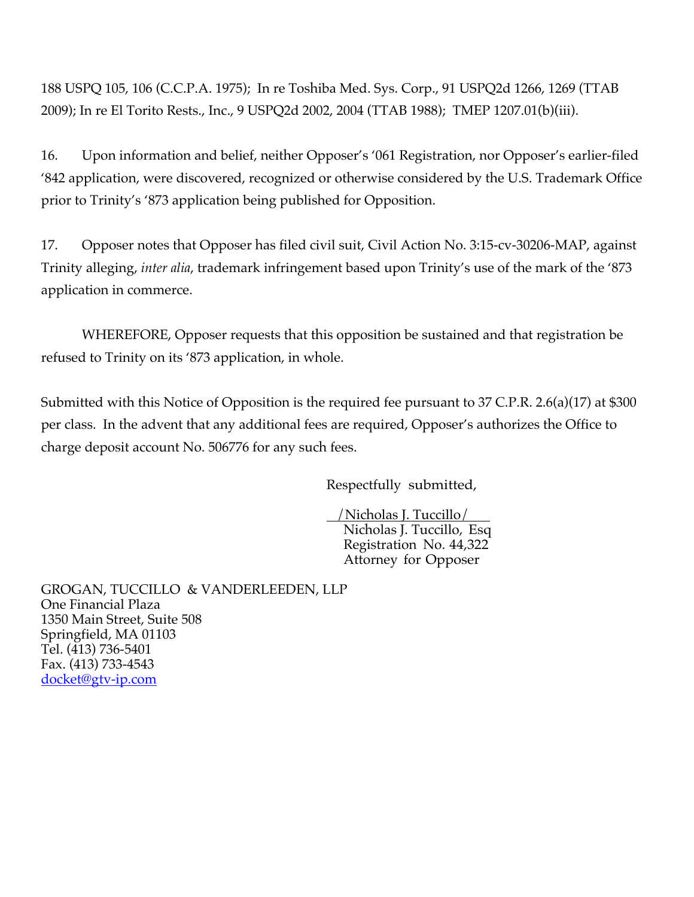188 USPQ 105, 106 (C.C.P.A. 1975); In re Toshiba Med. Sys. Corp., 91 USPQ2d 1266, 1269 (TTAB 2009); In re El Torito Rests., Inc., 9 USPQ2d 2002, 2004 (TTAB 1988); TMEP 1207.01(b)(iii).

16. Upon information and belief, neither Opposer's '061 Registration, nor Opposer's earlier-filed '842 application, were discovered, recognized or otherwise considered by the U.S. Trademark Office prior to Trinity's '873 application being published for Opposition.

17. Opposer notes that Opposer has filed civil suit, Civil Action No. 3:15-cv-30206-MAP, against Trinity alleging, *inter alia*, trademark infringement based upon Trinity's use of the mark of the '873 application in commerce.

WHEREFORE, Opposer requests that this opposition be sustained and that registration be refused to Trinity on its '873 application, in whole.

Submitted with this Notice of Opposition is the required fee pursuant to 37 C.P.R. 2.6(a)(17) at $300 per class. In the advent that any additional fees are required, Opposer's authorizes the Office to charge deposit account No. 506776 for any such fees.

Respectfully submitted,

/Nichola­s J. Tuccillo/
Nicholas J. Tuccillo, Esq
Registration No. 44,322
Attorney for Opposer

GROGAN, TUCCILLO & VANDERLEEDEN, LLP
One Financial Plaza
1350 Main Street, Suite 508
Springfield, MA 01103
Tel. (413) 736-5401
Fax. (413) 733-4543
docket@gtv-ip.com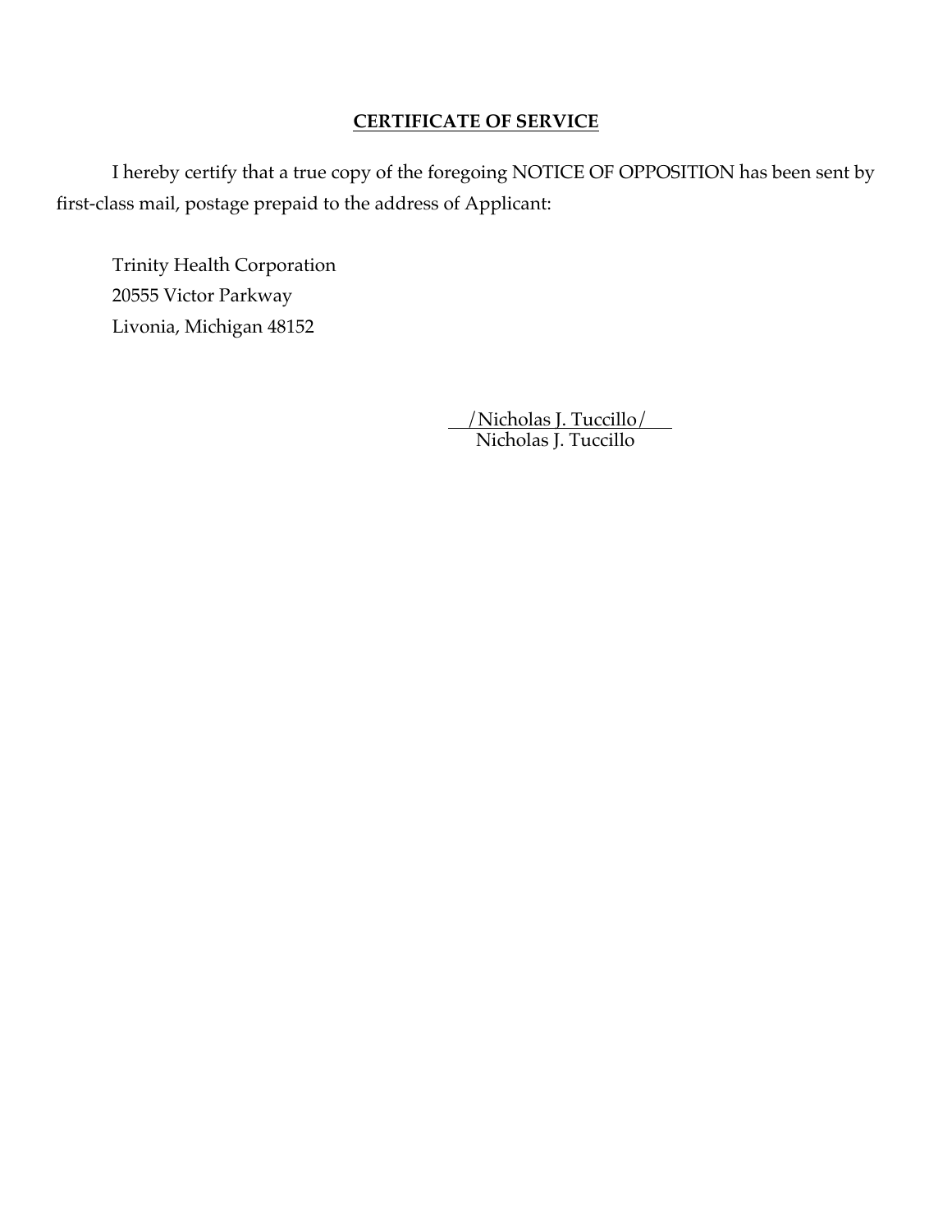## CERTIFICATE OF SERVICE

I hereby certify that a true copy of the foregoing NOTICE OF OPPOSITION has been sent by first-class mail, postage prepaid to the address of Applicant:

Trinity Health Corporation
20555 Victor Parkway
Livonia, Michigan 48152

/Nicholas J. Tuccillo/
Nicholas J. Tuccillo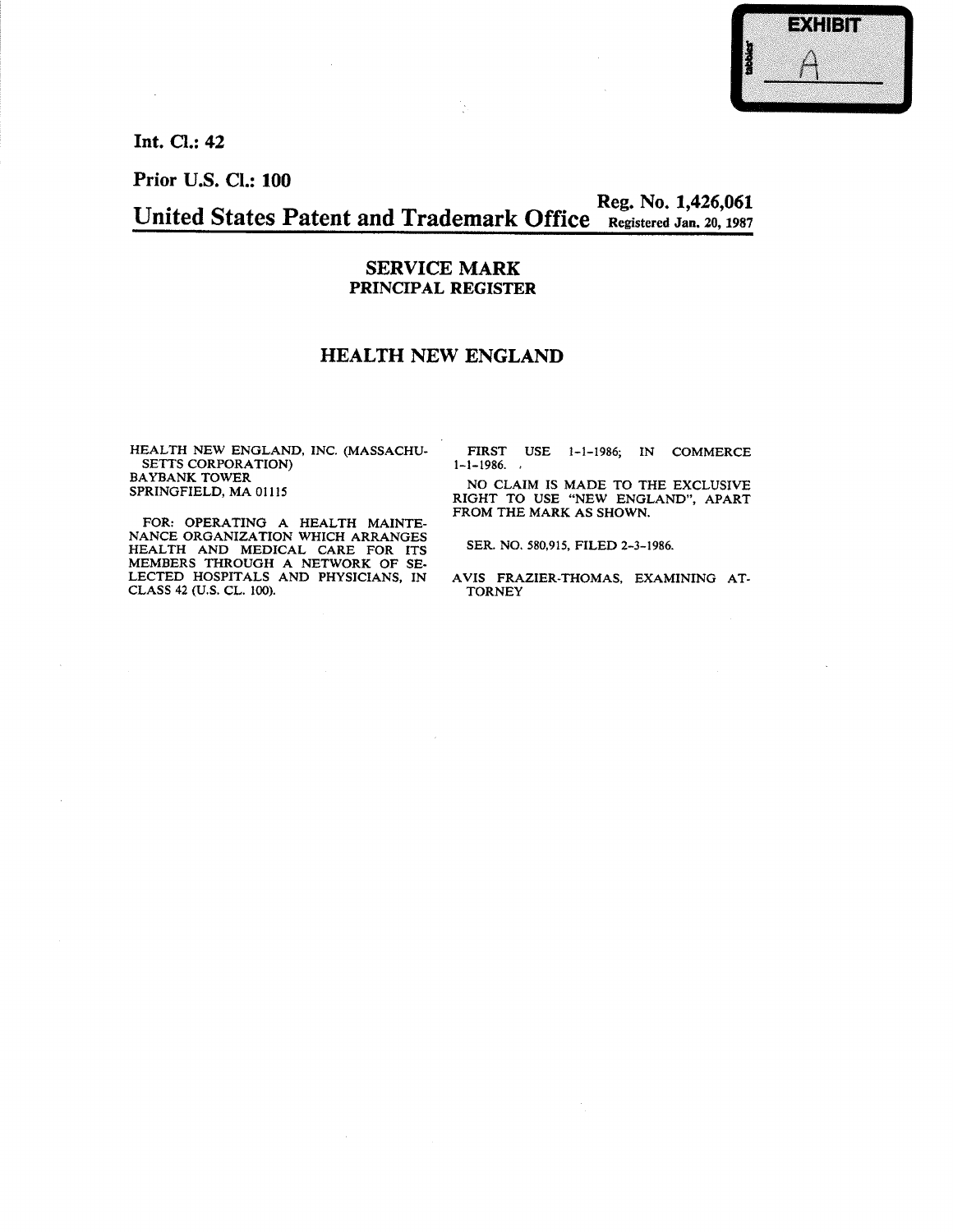EXHIBIT

A

Int. Cl.: 42

Prior U.S. Cl.: 100

Reg. No. 1,426,061

**United States Patent and Trademark Office** Registered Jan. 20, 1987

## SERVICE MARK
### PRINCIPAL REGISTER

## HEALTH NEW ENGLAND

HEALTH NEW ENGLAND, INC. (MASSACHUSETTS CORPORATION)
BAYBANK TOWER
SPRINGFIELD, MA 01115

FOR: OPERATING A HEALTH MAINTENANCE ORGANIZATION WHICH ARRANGES HEALTH AND MEDICAL CARE FOR ITS MEMBERS THROUGH A NETWORK OF SELECTED HOSPITALS AND PHYSICIANS, IN CLASS 42 (U.S. CL. 100).

FIRST USE 1-1-1986; IN COMMERCE 1-1-1986.

NO CLAIM IS MADE TO THE EXCLUSIVE RIGHT TO USE "NEW ENGLAND", APART FROM THE MARK AS SHOWN.

SER. NO. 580,915, FILED 2-3-1986.

AVIS FRAZIER-THOMAS, EXAMINING ATTORNEY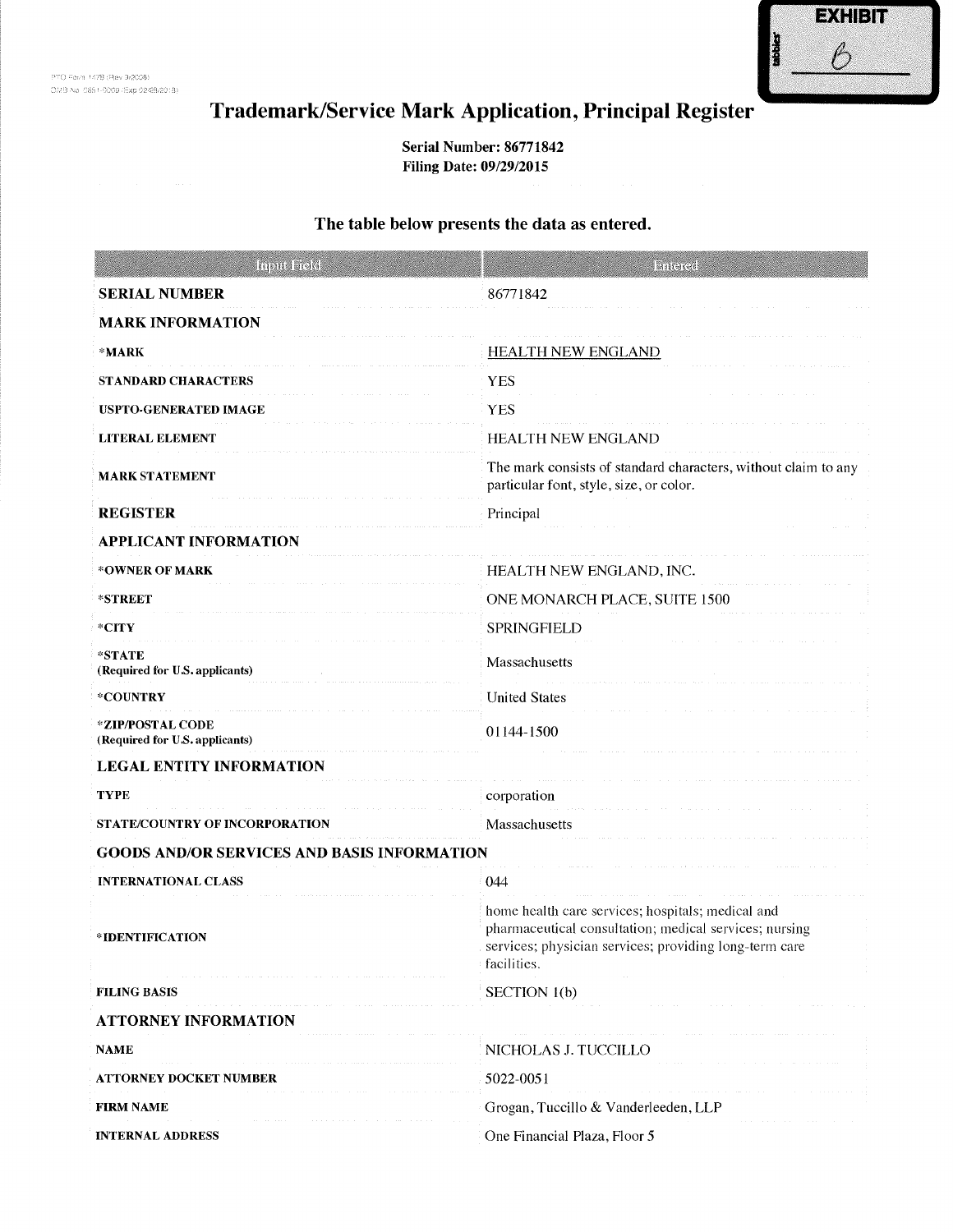PTO Form 1478 (Rev 3/2008)
OMB No. 0651-0009 (Exp 02/28/2018)

EXHIBIT 6

# Trademark/Service Mark Application, Principal Register

**Serial Number: 86771842**
**Filing Date: 09/29/2015**

### The table below presents the data as entered.

| Input Field | Entered |
| --- | --- |
| **SERIAL NUMBER** | 86771842 |
| **MARK INFORMATION** | |
| *MARK | HEALTH NEW ENGLAND |
| STANDARD CHARACTERS | YES |
| USPTO-GENERATED IMAGE | YES |
| LITERAL ELEMENT | HEALTH NEW ENGLAND |
| MARK STATEMENT | The mark consists of standard characters, without claim to any particular font, style, size, or color. |
| **REGISTER** | Principal |
| **APPLICANT INFORMATION** | |
| *OWNER OF MARK | HEALTH NEW ENGLAND, INC. |
| *STREET | ONE MONARCH PLACE, SUITE 1500 |
| *CITY | SPRINGFIELD |
| *STATE (Required for U.S. applicants) | Massachusetts |
| *COUNTRY | United States |
| *ZIP/POSTAL CODE (Required for U.S. applicants) | 01144-1500 |
| **LEGAL ENTITY INFORMATION** | |
| TYPE | corporation |
| STATE/COUNTRY OF INCORPORATION | Massachusetts |
| **GOODS AND/OR SERVICES AND BASIS INFORMATION** | |
| INTERNATIONAL CLASS | 044 |
| *IDENTIFICATION | home health care services; hospitals; medical and pharmaceutical consultation; medical services; nursing services; physician services; providing long-term care facilities. |
| FILING BASIS | SECTION 1(b) |
| **ATTORNEY INFORMATION** | |
| NAME | NICHOLAS J. TUCCILLO |
| ATTORNEY DOCKET NUMBER | 5022-0051 |
| FIRM NAME | Grogan, Tuccillo & Vanderleeden, LLP |
| INTERNAL ADDRESS | One Financial Plaza, Floor 5 |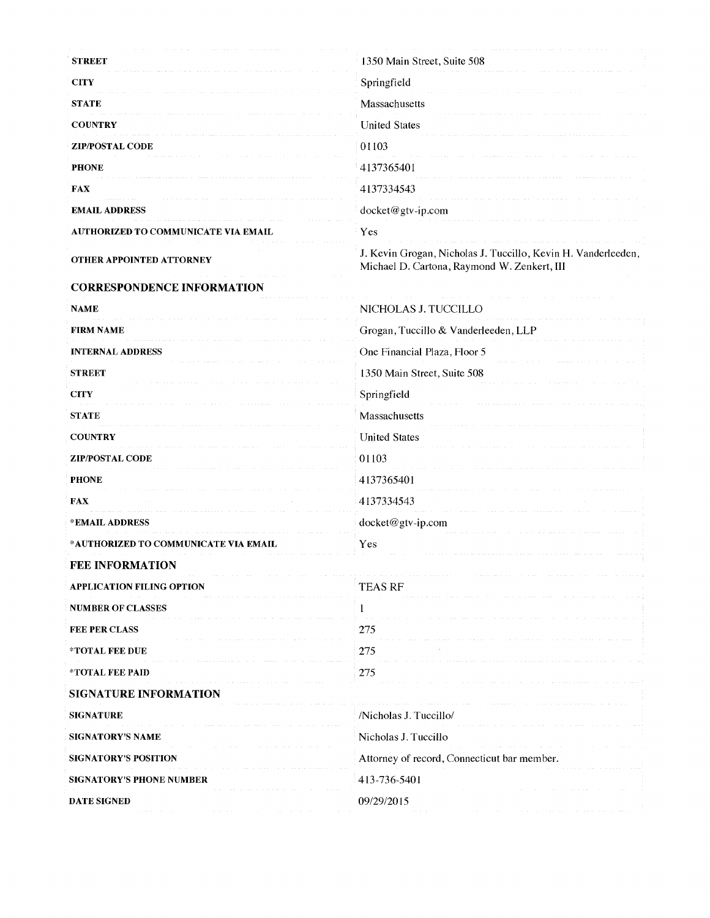| | |
|---|---|
| **STREET** | 1350 Main Street, Suite 508 |
| **CITY** | Springfield |
| **STATE** | Massachusetts |
| **COUNTRY** | United States |
| **ZIP/POSTAL CODE** | 01103 |
| **PHONE** | 4137365401 |
| **FAX** | 4137334543 |
| **EMAIL ADDRESS** | docket@gtv-ip.com |
| **AUTHORIZED TO COMMUNICATE VIA EMAIL** | Yes |
| **OTHER APPOINTED ATTORNEY** | J. Kevin Grogan, Nicholas J. Tuccillo, Kevin H. Vanderleeden, Michael D. Cartona, Raymond W. Zenkert, III |

## CORRESPONDENCE INFORMATION

| | |
|---|---|
| **NAME** | NICHOLAS J. TUCCILLO |
| **FIRM NAME** | Grogan, Tuccillo & Vanderleeden, LLP |
| **INTERNAL ADDRESS** | One Financial Plaza, Floor 5 |
| **STREET** | 1350 Main Street, Suite 508 |
| **CITY** | Springfield |
| **STATE** | Massachusetts |
| **COUNTRY** | United States |
| **ZIP/POSTAL CODE** | 01103 |
| **PHONE** | 4137365401 |
| **FAX** | 4137334543 |
| ***EMAIL ADDRESS** | docket@gtv-ip.com |
| ***AUTHORIZED TO COMMUNICATE VIA EMAIL** | Yes |

## FEE INFORMATION

| | |
|---|---|
| **APPLICATION FILING OPTION** | TEAS RF |
| **NUMBER OF CLASSES** | 1 |
| **FEE PER CLASS** | 275 |
| ***TOTAL FEE DUE** | 275 |
| ***TOTAL FEE PAID** | 275 |

## SIGNATURE INFORMATION

| | |
|---|---|
| **SIGNATURE** | /Nicholas J. Tuccillo/ |
| **SIGNATORY'S NAME** | Nicholas J. Tuccillo |
| **SIGNATORY'S POSITION** | Attorney of record, Connecticut bar member. |
| **SIGNATORY'S PHONE NUMBER** | 413-736-5401 |
| **DATE SIGNED** | 09/29/2015 |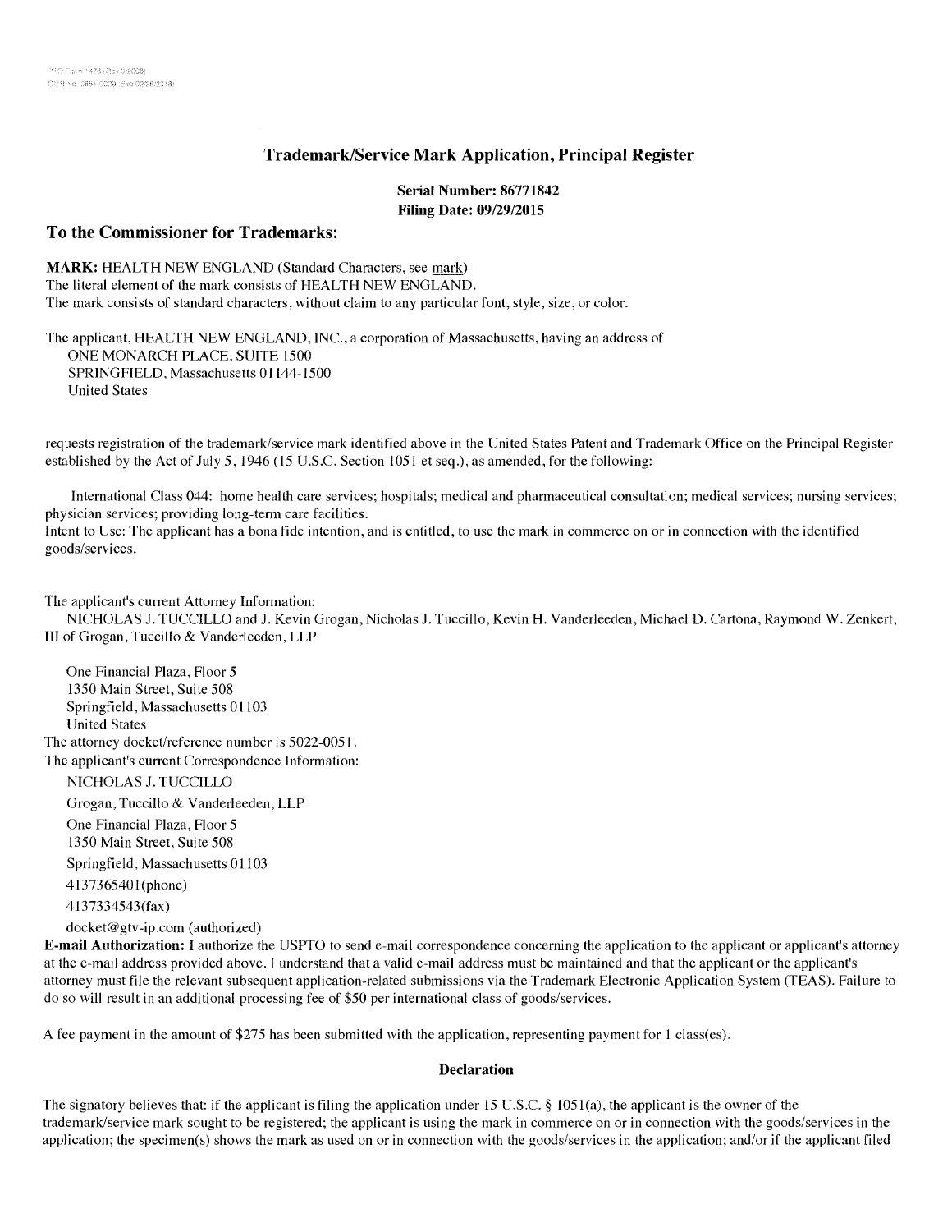PTO Form 1478 (Rev 9/2006)
OMB No. 0651-0009 (Exp 02/28/2018)

# Trademark/Service Mark Application, Principal Register

**Serial Number: 86771842**
**Filing Date: 09/29/2015**

## To the Commissioner for Trademarks:

**MARK:** HEALTH NEW ENGLAND (Standard Characters, see mark)
The literal element of the mark consists of HEALTH NEW ENGLAND.
The mark consists of standard characters, without claim to any particular font, style, size, or color.

The applicant, HEALTH NEW ENGLAND, INC., a corporation of Massachusetts, having an address of
ONE MONARCH PLACE, SUITE 1500
SPRINGFIELD, Massachusetts 01144-1500
United States

requests registration of the trademark/service mark identified above in the United States Patent and Trademark Office on the Principal Register established by the Act of July 5, 1946 (15 U.S.C. Section 1051 et seq.), as amended, for the following:

International Class 044: home health care services; hospitals; medical and pharmaceutical consultation; medical services; nursing services; physician services; providing long-term care facilities.
Intent to Use: The applicant has a bona fide intention, and is entitled, to use the mark in commerce on or in connection with the identified goods/services.

The applicant's current Attorney Information:
NICHOLAS J. TUCCILLO and J. Kevin Grogan, Nicholas J. Tuccillo, Kevin H. Vanderleeden, Michael D. Cartona, Raymond W. Zenkert, III of Grogan, Tuccillo & Vanderleeden, LLP

One Financial Plaza, Floor 5
1350 Main Street, Suite 508
Springfield, Massachusetts 01103
United States
The attorney docket/reference number is 5022-0051.
The applicant's current Correspondence Information:

NICHOLAS J. TUCCILLO
Grogan, Tuccillo & Vanderleeden, LLP
One Financial Plaza, Floor 5
1350 Main Street, Suite 508
Springfield, Massachusetts 01103
4137365401(phone)
4137334543(fax)
docket@gtv-ip.com (authorized)

**E-mail Authorization:** I authorize the USPTO to send e-mail correspondence concerning the application to the applicant or applicant's attorney at the e-mail address provided above. I understand that a valid e-mail address must be maintained and that the applicant or the applicant's attorney must file the relevant subsequent application-related submissions via the Trademark Electronic Application System (TEAS). Failure to do so will result in an additional processing fee of $50 per international class of goods/services.

A fee payment in the amount of $275 has been submitted with the application, representing payment for 1 class(es).

### Declaration

The signatory believes that: if the applicant is filing the application under 15 U.S.C. § 1051(a), the applicant is the owner of the trademark/service mark sought to be registered; the applicant is using the mark in commerce on or in connection with the goods/services in the application; the specimen(s) shows the mark as used on or in connection with the goods/services in the application; and/or if the applicant filed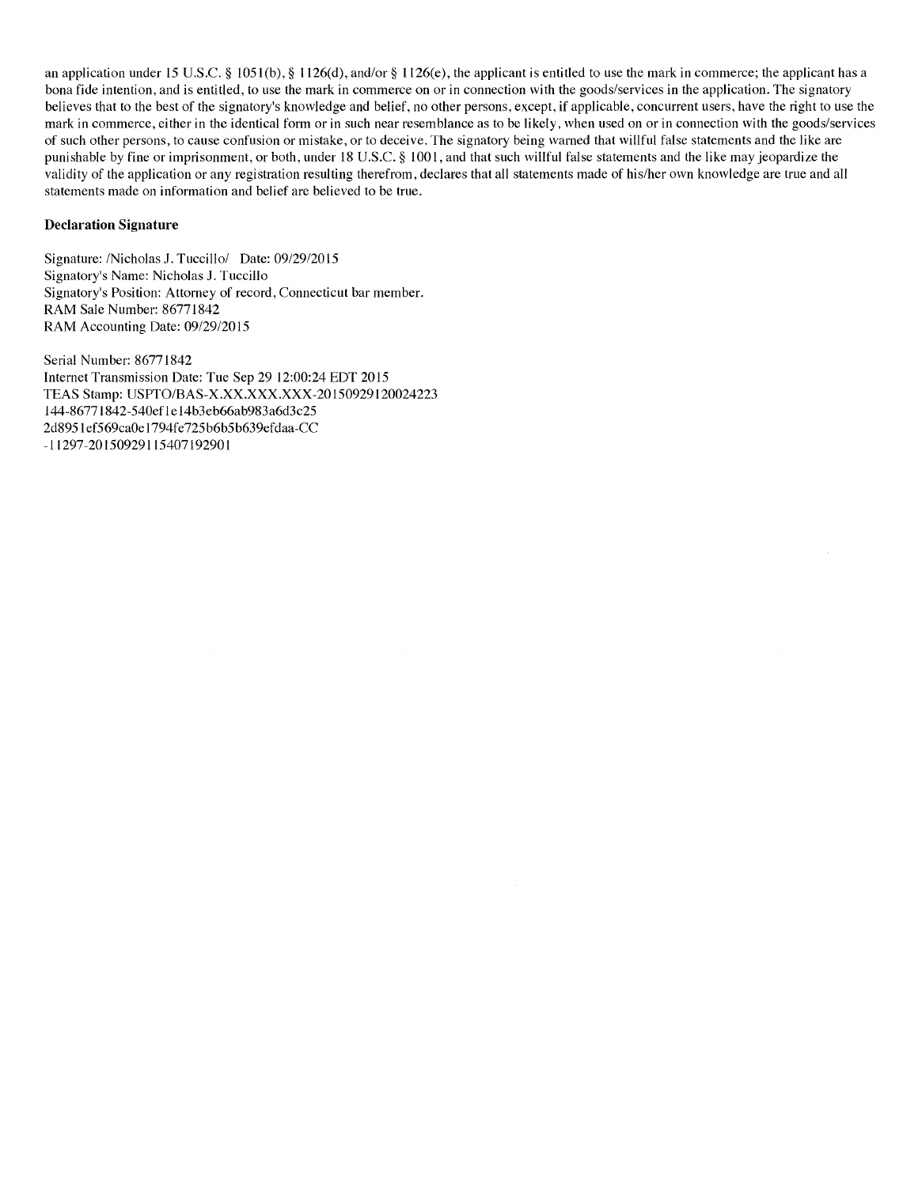an application under 15 U.S.C. § 1051(b), § 1126(d), and/or § 1126(e), the applicant is entitled to use the mark in commerce; the applicant has a bona fide intention, and is entitled, to use the mark in commerce on or in connection with the goods/services in the application. The signatory believes that to the best of the signatory's knowledge and belief, no other persons, except, if applicable, concurrent users, have the right to use the mark in commerce, either in the identical form or in such near resemblance as to be likely, when used on or in connection with the goods/services of such other persons, to cause confusion or mistake, or to deceive. The signatory being warned that willful false statements and the like are punishable by fine or imprisonment, or both, under 18 U.S.C. § 1001, and that such willful false statements and the like may jeopardize the validity of the application or any registration resulting therefrom, declares that all statements made of his/her own knowledge are true and all statements made on information and belief are believed to be true.

**Declaration Signature**

Signature: /Nicholas J. Tuccillo/ Date: 09/29/2015
Signatory's Name: Nicholas J. Tuccillo
Signatory's Position: Attorney of record, Connecticut bar member.
RAM Sale Number: 86771842
RAM Accounting Date: 09/29/2015

Serial Number: 86771842
Internet Transmission Date: Tue Sep 29 12:00:24 EDT 2015
TEAS Stamp: USPTO/BAS-X.XX.XXX.XXX-20150929120024223
144-86771842-540ef1e14b3eb66ab983a6d3c25
2d8951ef569ca0e1794fe725b6b5b639efdaa-CC
-11297-20150929115407192901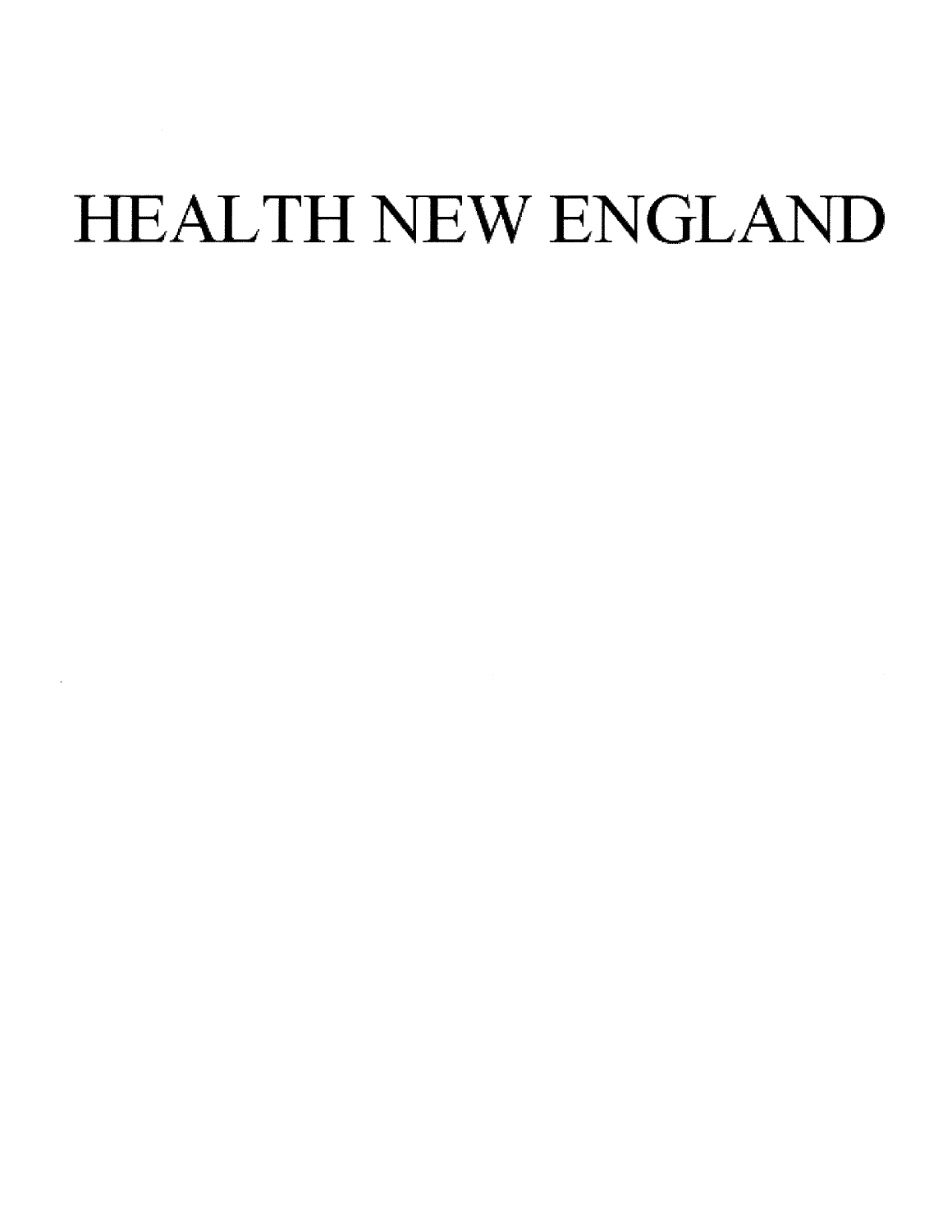# HEALTH NEW ENGLAND